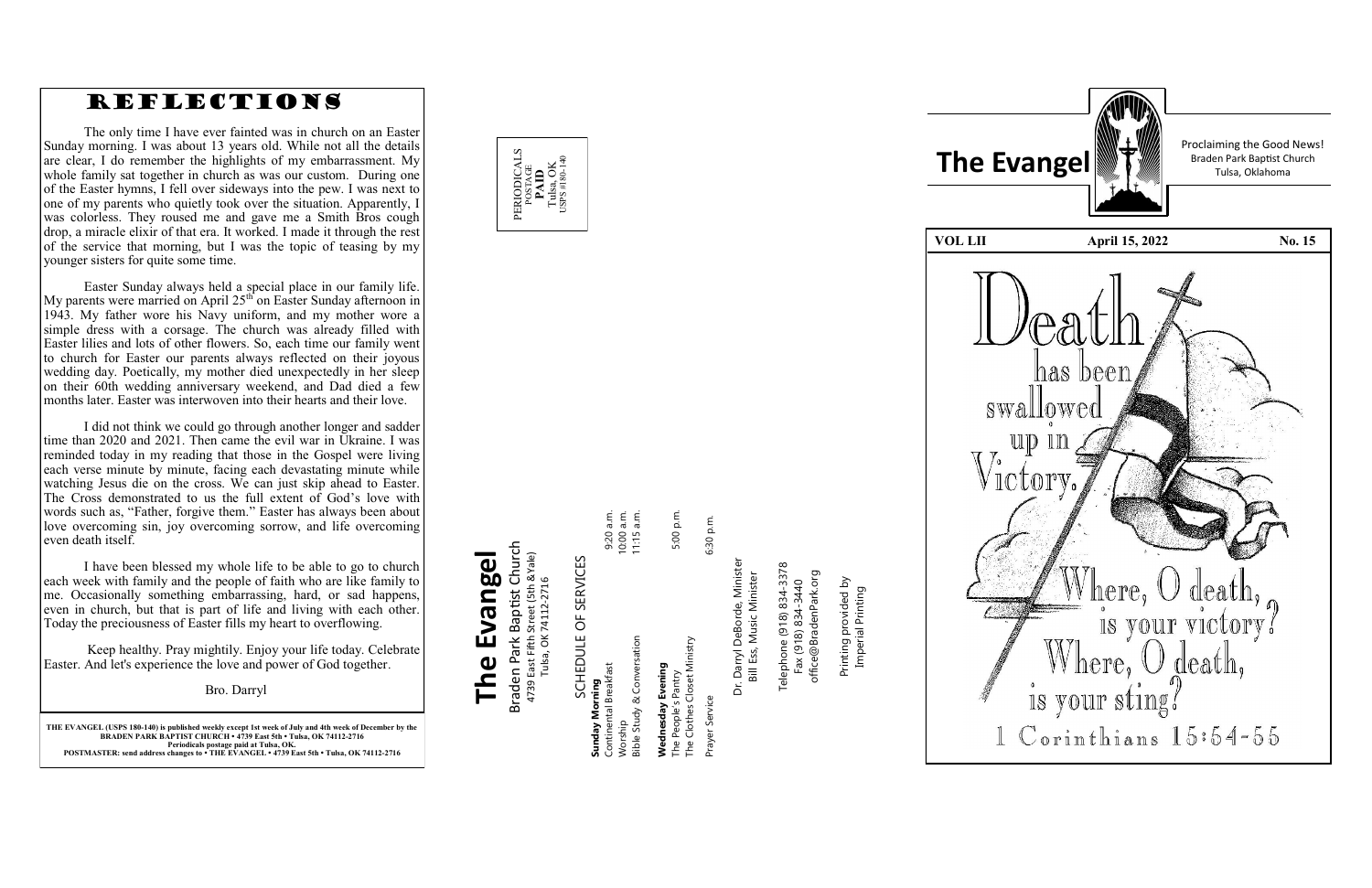# REFLECTIONS

The only time I have ever fainted was in church on an Easter Sunday morning. I was about 13 years old. While not all the details are clear, I do remember the highlights of my embarrassment. My whole family sat together in church as was our custom. During one of the Easter hymns, I fell over sideways into the pew. I was next to one of my parents who quietly took over the situation. Apparently, I was colorless. They roused me and gave me a Smith Bros cough drop, a miracle elixir of that era. It worked. I made it through the rest of the service that morning, but I was the topic of teasing by my younger sisters for quite some time.

Easter Sunday always held a special place in our family life. My parents were married on April 25th on Easter Sunday afternoon in 1943. My father wore his Navy uniform, and my mother wore a simple dress with a corsage. The church was already filled with Easter lilies and lots of other flowers. So, each time our family went to church for Easter our parents always reflected on their joyous wedding day. Poetically, my mother died unexpectedly in her sleep on their 60th wedding anniversary weekend, and Dad died a few months later. Easter was interwoven into their hearts and their love.

I did not think we could go through another longer and sadder time than 2020 and 2021. Then came the evil war in Ukraine. I was reminded today in my reading that those in the Gospel were living each verse minute by minute, facing each devastating minute while watching Jesus die on the cross. We can just skip ahead to Easter. The Cross demonstrated to us the full extent of God's love with words such as, "Father, forgive them." Easter has always been about love overcoming sin, joy overcoming sorrow, and life overcoming even death itself.

I have been blessed my whole life to be able to go to church each week with family and the people of faith who are like family to me. Occasionally something embarrassing, hard, or sad happens, even in church, but that is part of life and living with each other. Today the preciousness of Easter fills my heart to overflowing.

Keep healthy. Pray mightily. Enjoy your life today. Celebrate Easter. And let's experience the love and power of God together.

Bro. Darryl

**THE EVANGEL (USPS 180-140) is published weekly except 1st week of July and 4th week of December by the BRADEN PARK BAPTIST CHURCH • 4739 East 5th • Tulsa, OK 74112-2716**
**Periodicals postage paid at Tulsa, OK.**
**POSTMASTER: send address changes to • THE EVANGEL • 4739 East 5th • Tulsa, OK 74112-2716**

PERIODICALS
POSTAGE
**PAID**
Tulsa, OK
USPS #180-140

# The Evangel

Braden Park Baptist Church
4739 East Fifth Street (5th & Yale)
Tulsa, OK 74112-2716

## SCHEDULE OF SERVICES

**Sunday Morning**

| | |
|---|---|
| Continental Breakfast | 9:20 a.m. |
| Worship | 10:00 a.m. |
| Bible Study & Conversation | 11:15 a.m. |

**Wednesday Evening**

| | |
|---|---|
| The People's Pantry | 5:00 p.m. |
| The Clothes Closet Ministry | |
| Prayer Service | 6:30 p.m. |

Dr. Darryl DeBorde, Minister
Bill Ess, Music Minister

Telephone (918) 834-3378
Fax (918) 834-3440
office@BradenPark.org

Printing provided by
Imperial Printing

# The Evangel

Proclaiming the Good News!
Braden Park Baptist Church
Tulsa, Oklahoma

**VOL LII** | **April 15, 2022** | **No. 15**

Death has been swallowed up in Victory.

Where, O death, is your victory? Where, O death, is your sting?

1 Corinthians 15:54-55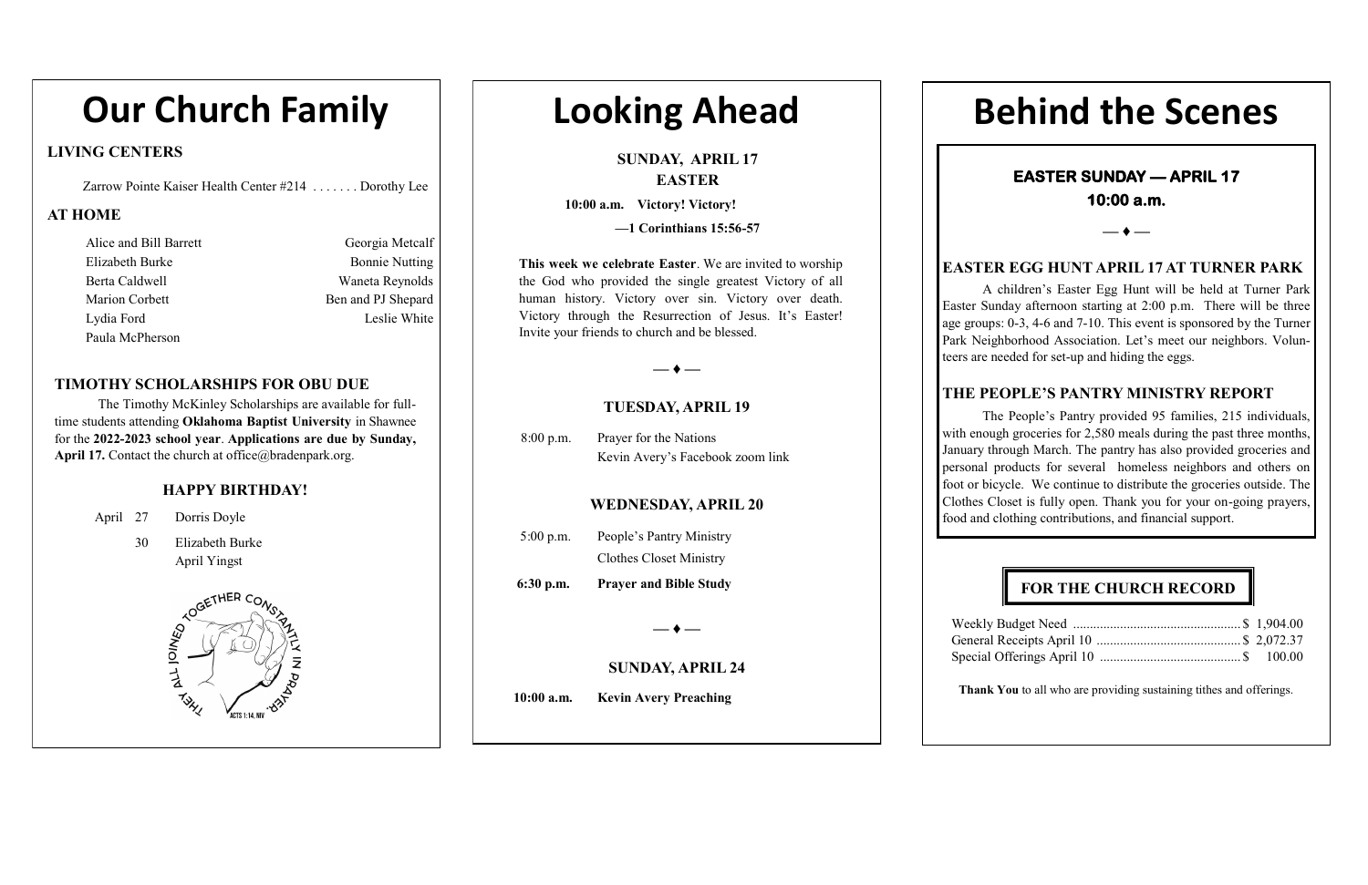# Our Church Family

### LIVING CENTERS

Zarrow Pointe Kaiser Health Center #214 . . . . . . . Dorothy Lee

### AT HOME

Alice and Bill Barrett
Elizabeth Burke
Berta Caldwell
Marion Corbett
Lydia Ford
Paula McPherson
Georgia Metcalf
Bonnie Nutting
Waneta Reynolds
Ben and PJ Shepard
Leslie White

### TIMOTHY SCHOLARSHIPS FOR OBU DUE

The Timothy McKinley Scholarships are available for full-time students attending **Oklahoma Baptist University** in Shawnee for the **2022-2023 school year**. **Applications are due by Sunday, April 17.** Contact the church at office@bradenpark.org.

### HAPPY BIRTHDAY!

April 27 Dorris Doyle

30 Elizabeth Burke
April Yingst

THEY ALL JOINED TOGETHER CONSTANTLY IN PRAYER.
ACTS 1:14, NIV

# Looking Ahead

**SUNDAY, APRIL 17**
**EASTER**

**10:00 a.m. Victory! Victory!**
**—1 Corinthians 15:56-57**

**This week we celebrate Easter**. We are invited to worship the God who provided the single greatest Victory of all human history. Victory over sin. Victory over death. Victory through the Resurrection of Jesus. It's Easter! Invite your friends to church and be blessed.

— ♦ —

**TUESDAY, APRIL 19**

8:00 p.m. Prayer for the Nations
Kevin Avery's Facebook zoom link

**WEDNESDAY, APRIL 20**

5:00 p.m. People's Pantry Ministry
Clothes Closet Ministry

**6:30 p.m. Prayer and Bible Study**

— ♦ —

**SUNDAY, APRIL 24**

**10:00 a.m. Kevin Avery Preaching**

# Behind the Scenes

**EASTER SUNDAY — APRIL 17**
**10:00 a.m.**

— ♦ —

### EASTER EGG HUNT APRIL 17 AT TURNER PARK

A children's Easter Egg Hunt will be held at Turner Park Easter Sunday afternoon starting at 2:00 p.m. There will be three age groups: 0-3, 4-6 and 7-10. This event is sponsored by the Turner Park Neighborhood Association. Let's meet our neighbors. Volunteers are needed for set-up and hiding the eggs.

### THE PEOPLE'S PANTRY MINISTRY REPORT

The People's Pantry provided 95 families, 215 individuals, with enough groceries for 2,580 meals during the past three months, January through March. The pantry has also provided groceries and personal products for several homeless neighbors and others on foot or bicycle. We continue to distribute the groceries outside. The Clothes Closet is fully open. Thank you for your on-going prayers, food and clothing contributions, and financial support.

### FOR THE CHURCH RECORD

| | |
|---|---|
| Weekly Budget Need | $ 1,904.00 |
| General Receipts April 10 | $ 2,072.37 |
| Special Offerings April 10 | $ 100.00 |

**Thank You** to all who are providing sustaining tithes and offerings.